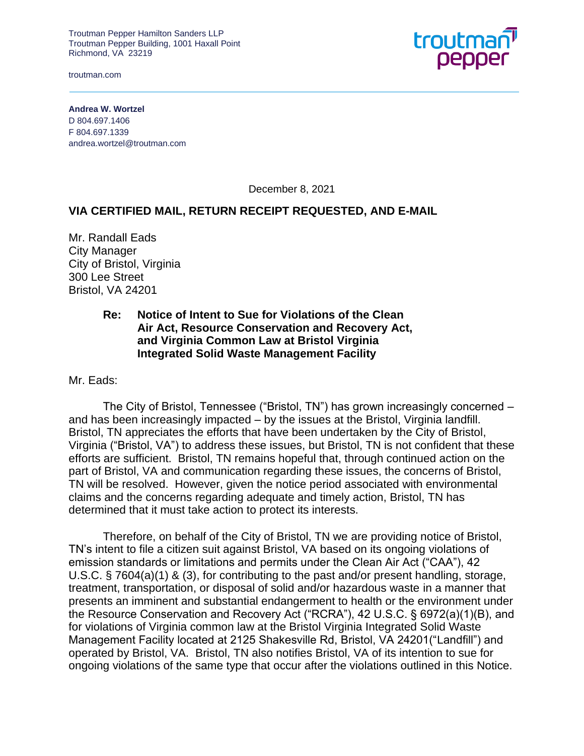Troutman Pepper Hamilton Sanders LLP
Troutman Pepper Building, 1001 Haxall Point
Richmond, VA 23219

troutman.com

**Andrea W. Wortzel**
D 804.697.1406
F 804.697.1339
andrea.wortzel@troutman.com

December 8, 2021

**VIA CERTIFIED MAIL, RETURN RECEIPT REQUESTED, AND E-MAIL**

Mr. Randall Eads
City Manager
City of Bristol, Virginia
300 Lee Street
Bristol, VA 24201

**Re: Notice of Intent to Sue for Violations of the Clean Air Act, Resource Conservation and Recovery Act, and Virginia Common Law at Bristol Virginia Integrated Solid Waste Management Facility**

Mr. Eads:

The City of Bristol, Tennessee ("Bristol, TN") has grown increasingly concerned – and has been increasingly impacted – by the issues at the Bristol, Virginia landfill. Bristol, TN appreciates the efforts that have been undertaken by the City of Bristol, Virginia ("Bristol, VA") to address these issues, but Bristol, TN is not confident that these efforts are sufficient. Bristol, TN remains hopeful that, through continued action on the part of Bristol, VA and communication regarding these issues, the concerns of Bristol, TN will be resolved. However, given the notice period associated with environmental claims and the concerns regarding adequate and timely action, Bristol, TN has determined that it must take action to protect its interests.

Therefore, on behalf of the City of Bristol, TN we are providing notice of Bristol, TN's intent to file a citizen suit against Bristol, VA based on its ongoing violations of emission standards or limitations and permits under the Clean Air Act ("CAA"), 42 U.S.C. § 7604(a)(1) & (3), for contributing to the past and/or present handling, storage, treatment, transportation, or disposal of solid and/or hazardous waste in a manner that presents an imminent and substantial endangerment to health or the environment under the Resource Conservation and Recovery Act ("RCRA"), 42 U.S.C. § 6972(a)(1)(B), and for violations of Virginia common law at the Bristol Virginia Integrated Solid Waste Management Facility located at 2125 Shakesville Rd, Bristol, VA 24201("Landfill") and operated by Bristol, VA. Bristol, TN also notifies Bristol, VA of its intention to sue for ongoing violations of the same type that occur after the violations outlined in this Notice.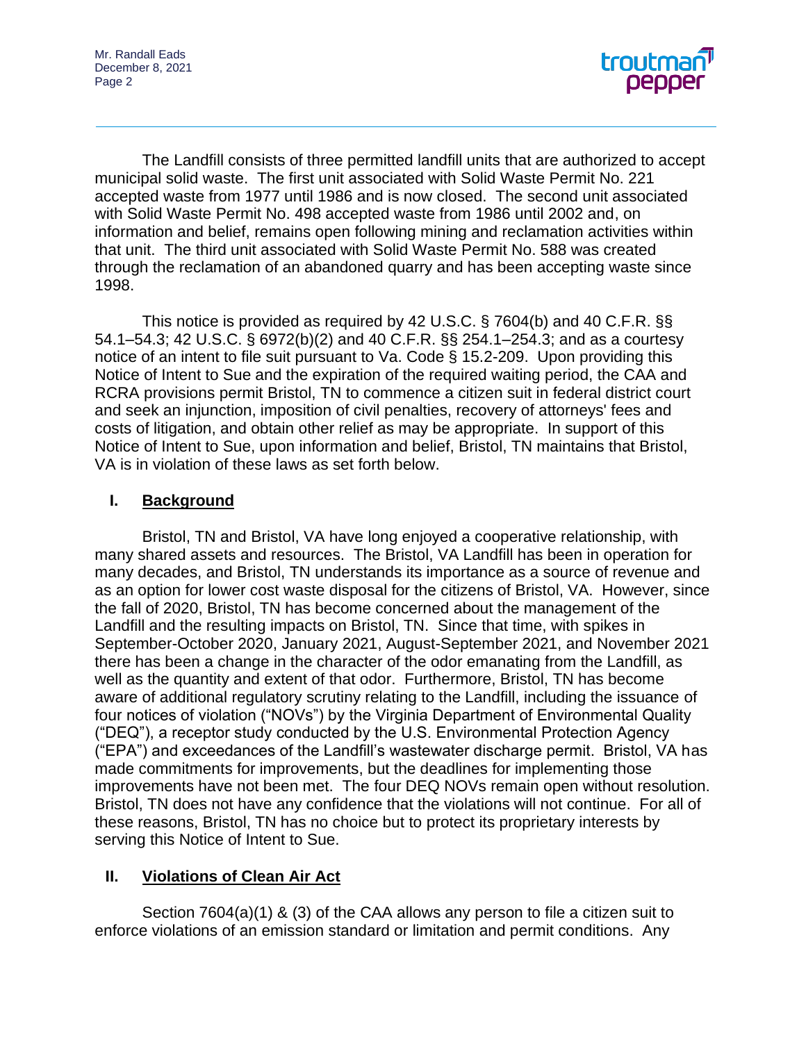The Landfill consists of three permitted landfill units that are authorized to accept municipal solid waste. The first unit associated with Solid Waste Permit No. 221 accepted waste from 1977 until 1986 and is now closed. The second unit associated with Solid Waste Permit No. 498 accepted waste from 1986 until 2002 and, on information and belief, remains open following mining and reclamation activities within that unit. The third unit associated with Solid Waste Permit No. 588 was created through the reclamation of an abandoned quarry and has been accepting waste since 1998.

This notice is provided as required by 42 U.S.C. § 7604(b) and 40 C.F.R. §§ 54.1–54.3; 42 U.S.C. § 6972(b)(2) and 40 C.F.R. §§ 254.1–254.3; and as a courtesy notice of an intent to file suit pursuant to Va. Code § 15.2-209. Upon providing this Notice of Intent to Sue and the expiration of the required waiting period, the CAA and RCRA provisions permit Bristol, TN to commence a citizen suit in federal district court and seek an injunction, imposition of civil penalties, recovery of attorneys' fees and costs of litigation, and obtain other relief as may be appropriate. In support of this Notice of Intent to Sue, upon information and belief, Bristol, TN maintains that Bristol, VA is in violation of these laws as set forth below.

## I. Background

Bristol, TN and Bristol, VA have long enjoyed a cooperative relationship, with many shared assets and resources. The Bristol, VA Landfill has been in operation for many decades, and Bristol, TN understands its importance as a source of revenue and as an option for lower cost waste disposal for the citizens of Bristol, VA. However, since the fall of 2020, Bristol, TN has become concerned about the management of the Landfill and the resulting impacts on Bristol, TN. Since that time, with spikes in September-October 2020, January 2021, August-September 2021, and November 2021 there has been a change in the character of the odor emanating from the Landfill, as well as the quantity and extent of that odor. Furthermore, Bristol, TN has become aware of additional regulatory scrutiny relating to the Landfill, including the issuance of four notices of violation ("NOVs") by the Virginia Department of Environmental Quality ("DEQ"), a receptor study conducted by the U.S. Environmental Protection Agency ("EPA") and exceedances of the Landfill's wastewater discharge permit. Bristol, VA has made commitments for improvements, but the deadlines for implementing those improvements have not been met. The four DEQ NOVs remain open without resolution. Bristol, TN does not have any confidence that the violations will not continue. For all of these reasons, Bristol, TN has no choice but to protect its proprietary interests by serving this Notice of Intent to Sue.

## II. Violations of Clean Air Act

Section 7604(a)(1) & (3) of the CAA allows any person to file a citizen suit to enforce violations of an emission standard or limitation and permit conditions. Any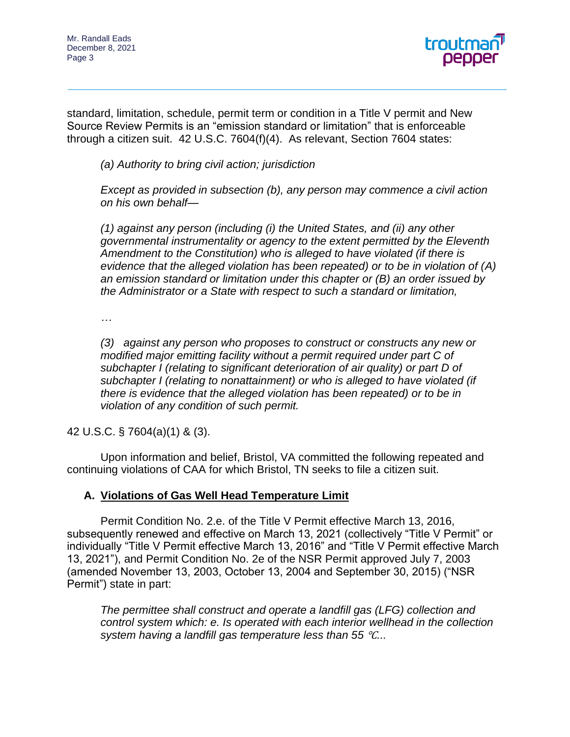standard, limitation, schedule, permit term or condition in a Title V permit and New Source Review Permits is an "emission standard or limitation" that is enforceable through a citizen suit. 42 U.S.C. 7604(f)(4). As relevant, Section 7604 states:

> *(a) Authority to bring civil action; jurisdiction*
>
> *Except as provided in subsection (b), any person may commence a civil action on his own behalf—*
>
> *(1) against any person (including (i) the United States, and (ii) any other governmental instrumentality or agency to the extent permitted by the Eleventh Amendment to the Constitution) who is alleged to have violated (if there is evidence that the alleged violation has been repeated) or to be in violation of (A) an emission standard or limitation under this chapter or (B) an order issued by the Administrator or a State with respect to such a standard or limitation,*
>
> *…*
>
> *(3) against any person who proposes to construct or constructs any new or modified major emitting facility without a permit required under part C of subchapter I (relating to significant deterioration of air quality) or part D of subchapter I (relating to nonattainment) or who is alleged to have violated (if there is evidence that the alleged violation has been repeated) or to be in violation of any condition of such permit.*

42 U.S.C. § 7604(a)(1) & (3).

Upon information and belief, Bristol, VA committed the following repeated and continuing violations of CAA for which Bristol, TN seeks to file a citizen suit.

## A. Violations of Gas Well Head Temperature Limit

Permit Condition No. 2.e. of the Title V Permit effective March 13, 2016, subsequently renewed and effective on March 13, 2021 (collectively "Title V Permit" or individually "Title V Permit effective March 13, 2016" and "Title V Permit effective March 13, 2021"), and Permit Condition No. 2e of the NSR Permit approved July 7, 2003 (amended November 13, 2003, October 13, 2004 and September 30, 2015) ("NSR Permit") state in part:

> *The permittee shall construct and operate a landfill gas (LFG) collection and control system which: e. Is operated with each interior wellhead in the collection system having a landfill gas temperature less than 55 ℃...*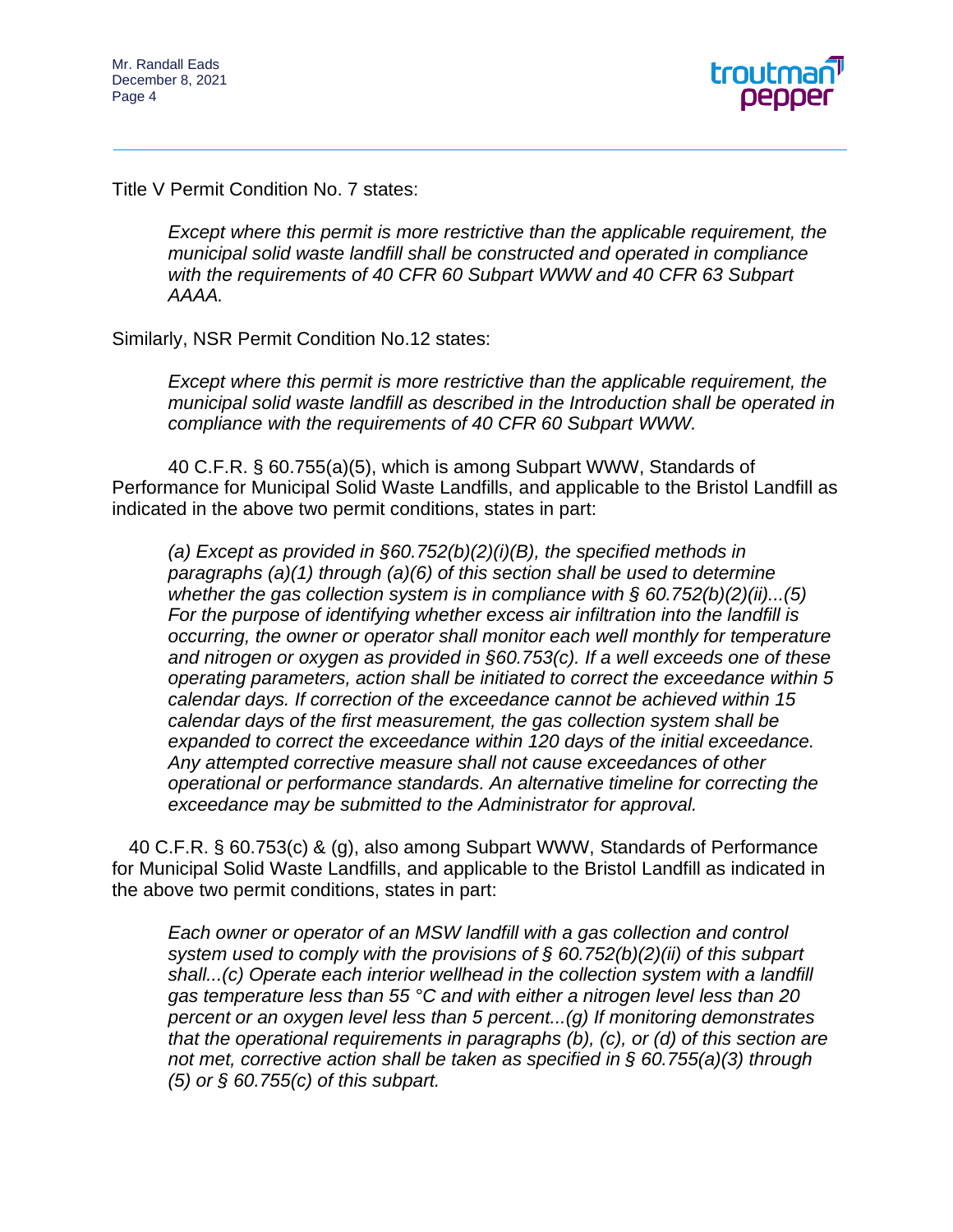Title V Permit Condition No. 7 states:

> *Except where this permit is more restrictive than the applicable requirement, the municipal solid waste landfill shall be constructed and operated in compliance with the requirements of 40 CFR 60 Subpart WWW and 40 CFR 63 Subpart AAAA.*

Similarly, NSR Permit Condition No.12 states:

> *Except where this permit is more restrictive than the applicable requirement, the municipal solid waste landfill as described in the Introduction shall be operated in compliance with the requirements of 40 CFR 60 Subpart WWW.*

40 C.F.R. § 60.755(a)(5), which is among Subpart WWW, Standards of Performance for Municipal Solid Waste Landfills, and applicable to the Bristol Landfill as indicated in the above two permit conditions, states in part:

> *(a) Except as provided in §60.752(b)(2)(i)(B), the specified methods in paragraphs (a)(1) through (a)(6) of this section shall be used to determine whether the gas collection system is in compliance with § 60.752(b)(2)(ii)...(5) For the purpose of identifying whether excess air infiltration into the landfill is occurring, the owner or operator shall monitor each well monthly for temperature and nitrogen or oxygen as provided in §60.753(c). If a well exceeds one of these operating parameters, action shall be initiated to correct the exceedance within 5 calendar days. If correction of the exceedance cannot be achieved within 15 calendar days of the first measurement, the gas collection system shall be expanded to correct the exceedance within 120 days of the initial exceedance. Any attempted corrective measure shall not cause exceedances of other operational or performance standards. An alternative timeline for correcting the exceedance may be submitted to the Administrator for approval.*

40 C.F.R. § 60.753(c) & (g), also among Subpart WWW, Standards of Performance for Municipal Solid Waste Landfills, and applicable to the Bristol Landfill as indicated in the above two permit conditions, states in part:

> *Each owner or operator of an MSW landfill with a gas collection and control system used to comply with the provisions of § 60.752(b)(2)(ii) of this subpart shall...(c) Operate each interior wellhead in the collection system with a landfill gas temperature less than 55 °C and with either a nitrogen level less than 20 percent or an oxygen level less than 5 percent...(g) If monitoring demonstrates that the operational requirements in paragraphs (b), (c), or (d) of this section are not met, corrective action shall be taken as specified in § 60.755(a)(3) through (5) or § 60.755(c) of this subpart.*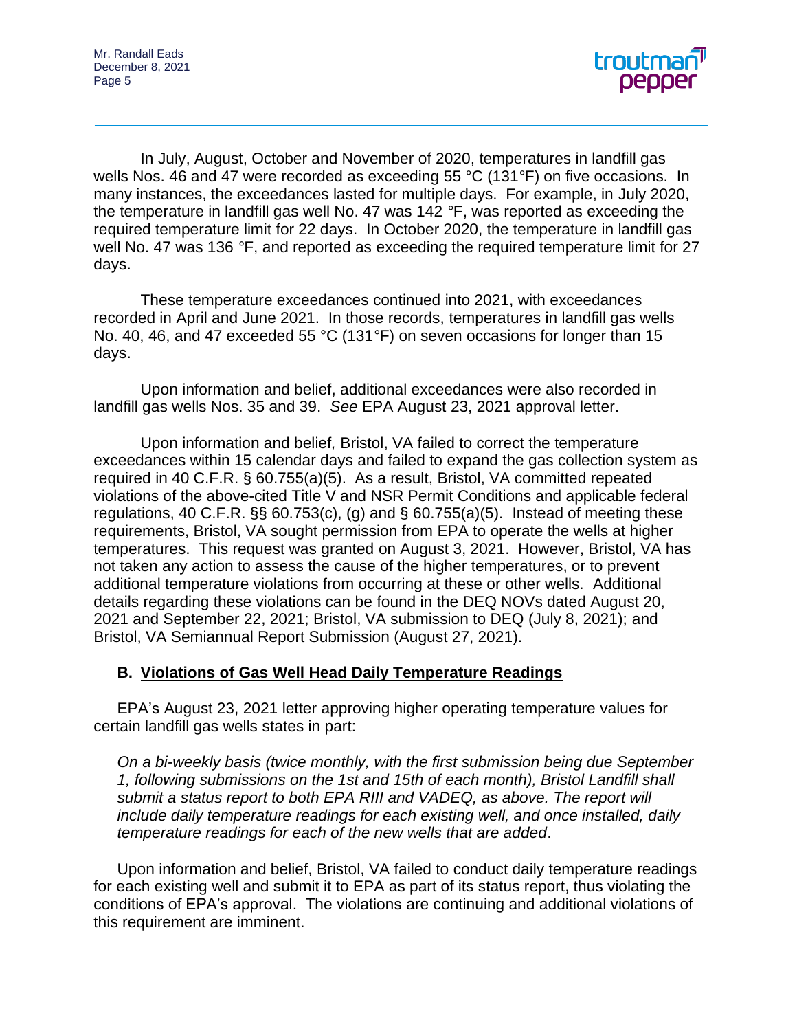In July, August, October and November of 2020, temperatures in landfill gas wells Nos. 46 and 47 were recorded as exceeding 55 °C (131°F) on five occasions. In many instances, the exceedances lasted for multiple days. For example, in July 2020, the temperature in landfill gas well No. 47 was 142 °F, was reported as exceeding the required temperature limit for 22 days. In October 2020, the temperature in landfill gas well No. 47 was 136 °F, and reported as exceeding the required temperature limit for 27 days.

These temperature exceedances continued into 2021, with exceedances recorded in April and June 2021. In those records, temperatures in landfill gas wells No. 40, 46, and 47 exceeded 55 °C (131°F) on seven occasions for longer than 15 days.

Upon information and belief, additional exceedances were also recorded in landfill gas wells Nos. 35 and 39. *See* EPA August 23, 2021 approval letter.

Upon information and belief, Bristol, VA failed to correct the temperature exceedances within 15 calendar days and failed to expand the gas collection system as required in 40 C.F.R. § 60.755(a)(5). As a result, Bristol, VA committed repeated violations of the above-cited Title V and NSR Permit Conditions and applicable federal regulations, 40 C.F.R. §§ 60.753(c), (g) and § 60.755(a)(5). Instead of meeting these requirements, Bristol, VA sought permission from EPA to operate the wells at higher temperatures. This request was granted on August 3, 2021. However, Bristol, VA has not taken any action to assess the cause of the higher temperatures, or to prevent additional temperature violations from occurring at these or other wells. Additional details regarding these violations can be found in the DEQ NOVs dated August 20, 2021 and September 22, 2021; Bristol, VA submission to DEQ (July 8, 2021); and Bristol, VA Semiannual Report Submission (August 27, 2021).

### B. Violations of Gas Well Head Daily Temperature Readings

EPA's August 23, 2021 letter approving higher operating temperature values for certain landfill gas wells states in part:

*On a bi-weekly basis (twice monthly, with the first submission being due September 1, following submissions on the 1st and 15th of each month), Bristol Landfill shall submit a status report to both EPA RIII and VADEQ, as above. The report will include daily temperature readings for each existing well, and once installed, daily temperature readings for each of the new wells that are added*.

Upon information and belief, Bristol, VA failed to conduct daily temperature readings for each existing well and submit it to EPA as part of its status report, thus violating the conditions of EPA's approval. The violations are continuing and additional violations of this requirement are imminent.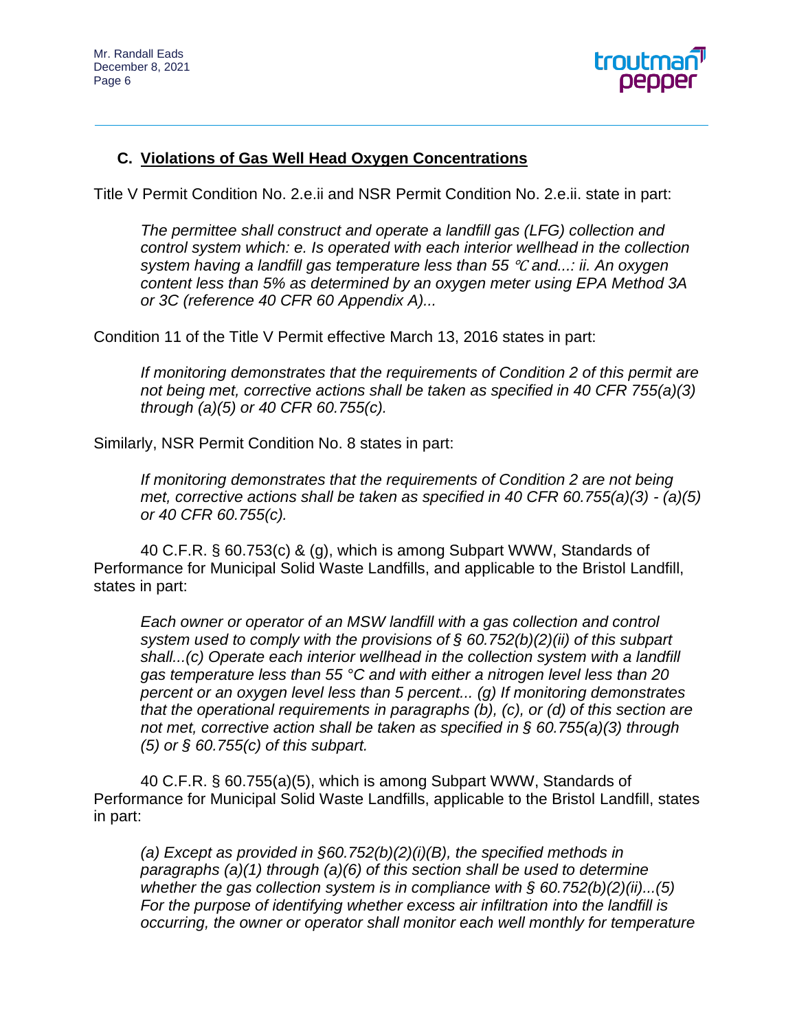### C. <u>Violations of Gas Well Head Oxygen Concentrations</u>

Title V Permit Condition No. 2.e.ii and NSR Permit Condition No. 2.e.ii. state in part:

> *The permittee shall construct and operate a landfill gas (LFG) collection and control system which: e. Is operated with each interior wellhead in the collection system having a landfill gas temperature less than 55 ℃ and....: ii. An oxygen content less than 5% as determined by an oxygen meter using EPA Method 3A or 3C (reference 40 CFR 60 Appendix A)...*

Condition 11 of the Title V Permit effective March 13, 2016 states in part:

> *If monitoring demonstrates that the requirements of Condition 2 of this permit are not being met, corrective actions shall be taken as specified in 40 CFR 755(a)(3) through (a)(5) or 40 CFR 60.755(c).*

Similarly, NSR Permit Condition No. 8 states in part:

> *If monitoring demonstrates that the requirements of Condition 2 are not being met, corrective actions shall be taken as specified in 40 CFR 60.755(a)(3) - (a)(5) or 40 CFR 60.755(c).*

40 C.F.R. § 60.753(c) & (g), which is among Subpart WWW, Standards of Performance for Municipal Solid Waste Landfills, and applicable to the Bristol Landfill, states in part:

> *Each owner or operator of an MSW landfill with a gas collection and control system used to comply with the provisions of § 60.752(b)(2)(ii) of this subpart shall...(c) Operate each interior wellhead in the collection system with a landfill gas temperature less than 55 °C and with either a nitrogen level less than 20 percent or an oxygen level less than 5 percent... (g) If monitoring demonstrates that the operational requirements in paragraphs (b), (c), or (d) of this section are not met, corrective action shall be taken as specified in § 60.755(a)(3) through (5) or § 60.755(c) of this subpart.*

40 C.F.R. § 60.755(a)(5), which is among Subpart WWW, Standards of Performance for Municipal Solid Waste Landfills, applicable to the Bristol Landfill, states in part:

> *(a) Except as provided in §60.752(b)(2)(i)(B), the specified methods in paragraphs (a)(1) through (a)(6) of this section shall be used to determine whether the gas collection system is in compliance with § 60.752(b)(2)(ii)...(5) For the purpose of identifying whether excess air infiltration into the landfill is occurring, the owner or operator shall monitor each well monthly for temperature*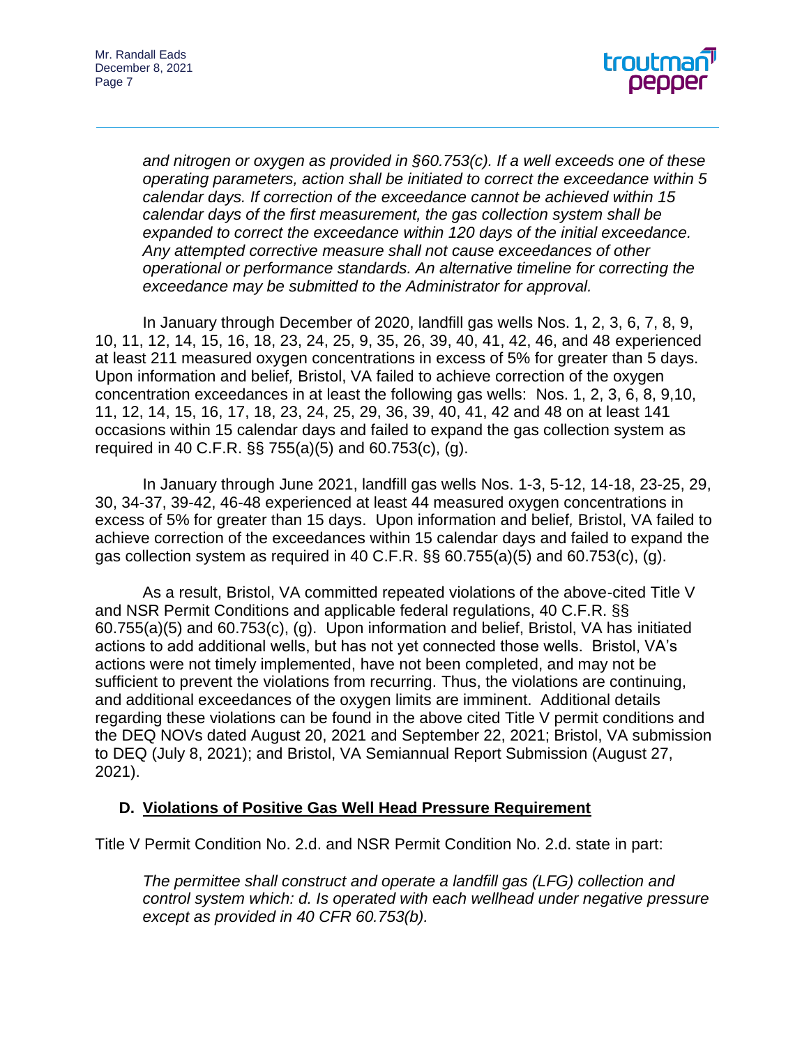*and nitrogen or oxygen as provided in §60.753(c). If a well exceeds one of these operating parameters, action shall be initiated to correct the exceedance within 5 calendar days. If correction of the exceedance cannot be achieved within 15 calendar days of the first measurement, the gas collection system shall be expanded to correct the exceedance within 120 days of the initial exceedance. Any attempted corrective measure shall not cause exceedances of other operational or performance standards. An alternative timeline for correcting the exceedance may be submitted to the Administrator for approval.*

In January through December of 2020, landfill gas wells Nos. 1, 2, 3, 6, 7, 8, 9, 10, 11, 12, 14, 15, 16, 18, 23, 24, 25, 9, 35, 26, 39, 40, 41, 42, 46, and 48 experienced at least 211 measured oxygen concentrations in excess of 5% for greater than 5 days. Upon information and belief*,* Bristol, VA failed to achieve correction of the oxygen concentration exceedances in at least the following gas wells: Nos. 1, 2, 3, 6, 8, 9,10, 11, 12, 14, 15, 16, 17, 18, 23, 24, 25, 29, 36, 39, 40, 41, 42 and 48 on at least 141 occasions within 15 calendar days and failed to expand the gas collection system as required in 40 C.F.R. §§ 755(a)(5) and 60.753(c), (g).

In January through June 2021, landfill gas wells Nos. 1-3, 5-12, 14-18, 23-25, 29, 30, 34-37, 39-42, 46-48 experienced at least 44 measured oxygen concentrations in excess of 5% for greater than 15 days. Upon information and belief*,* Bristol, VA failed to achieve correction of the exceedances within 15 calendar days and failed to expand the gas collection system as required in 40 C.F.R. §§ 60.755(a)(5) and 60.753(c), (g).

As a result, Bristol, VA committed repeated violations of the above-cited Title V and NSR Permit Conditions and applicable federal regulations, 40 C.F.R. §§ 60.755(a)(5) and 60.753(c), (g). Upon information and belief, Bristol, VA has initiated actions to add additional wells, but has not yet connected those wells. Bristol, VA's actions were not timely implemented, have not been completed, and may not be sufficient to prevent the violations from recurring. Thus, the violations are continuing, and additional exceedances of the oxygen limits are imminent. Additional details regarding these violations can be found in the above cited Title V permit conditions and the DEQ NOVs dated August 20, 2021 and September 22, 2021; Bristol, VA submission to DEQ (July 8, 2021); and Bristol, VA Semiannual Report Submission (August 27, 2021).

### D. <u>Violations of Positive Gas Well Head Pressure Requirement</u>

Title V Permit Condition No. 2.d. and NSR Permit Condition No. 2.d. state in part:

*The permittee shall construct and operate a landfill gas (LFG) collection and control system which: d. Is operated with each wellhead under negative pressure except as provided in 40 CFR 60.753(b).*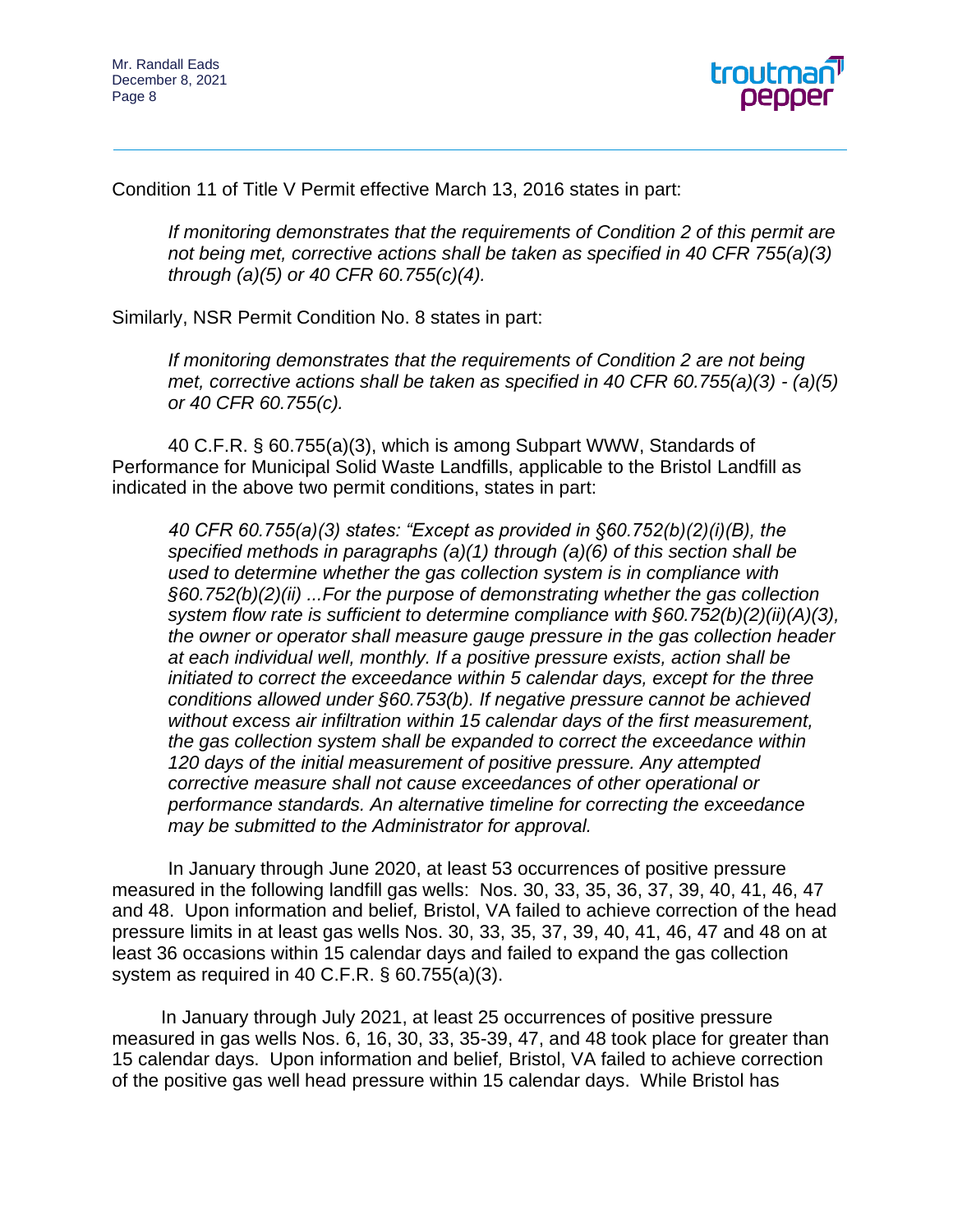Condition 11 of Title V Permit effective March 13, 2016 states in part:

> *If monitoring demonstrates that the requirements of Condition 2 of this permit are not being met, corrective actions shall be taken as specified in 40 CFR 755(a)(3) through (a)(5) or 40 CFR 60.755(c)(4).*

Similarly, NSR Permit Condition No. 8 states in part:

> *If monitoring demonstrates that the requirements of Condition 2 are not being met, corrective actions shall be taken as specified in 40 CFR 60.755(a)(3) - (a)(5) or 40 CFR 60.755(c).*

40 C.F.R. § 60.755(a)(3), which is among Subpart WWW, Standards of Performance for Municipal Solid Waste Landfills, applicable to the Bristol Landfill as indicated in the above two permit conditions, states in part:

> *40 CFR 60.755(a)(3) states: "Except as provided in §60.752(b)(2)(i)(B), the specified methods in paragraphs (a)(1) through (a)(6) of this section shall be used to determine whether the gas collection system is in compliance with §60.752(b)(2)(ii) ...For the purpose of demonstrating whether the gas collection system flow rate is sufficient to determine compliance with §60.752(b)(2)(ii)(A)(3), the owner or operator shall measure gauge pressure in the gas collection header at each individual well, monthly. If a positive pressure exists, action shall be initiated to correct the exceedance within 5 calendar days, except for the three conditions allowed under §60.753(b). If negative pressure cannot be achieved without excess air infiltration within 15 calendar days of the first measurement, the gas collection system shall be expanded to correct the exceedance within 120 days of the initial measurement of positive pressure. Any attempted corrective measure shall not cause exceedances of other operational or performance standards. An alternative timeline for correcting the exceedance may be submitted to the Administrator for approval.*

In January through June 2020, at least 53 occurrences of positive pressure measured in the following landfill gas wells: Nos. 30, 33, 35, 36, 37, 39, 40, 41, 46, 47 and 48. Upon information and belief*,* Bristol, VA failed to achieve correction of the head pressure limits in at least gas wells Nos. 30, 33, 35, 37, 39, 40, 41, 46, 47 and 48 on at least 36 occasions within 15 calendar days and failed to expand the gas collection system as required in 40 C.F.R. § 60.755(a)(3).

In January through July 2021, at least 25 occurrences of positive pressure measured in gas wells Nos. 6, 16, 30, 33, 35-39, 47, and 48 took place for greater than 15 calendar days. Upon information and belief*,* Bristol, VA failed to achieve correction of the positive gas well head pressure within 15 calendar days. While Bristol has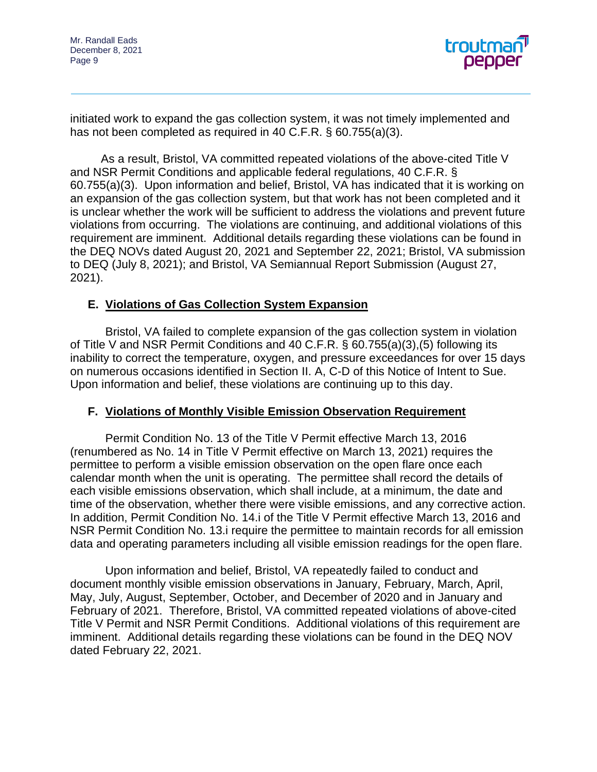initiated work to expand the gas collection system, it was not timely implemented and has not been completed as required in 40 C.F.R. § 60.755(a)(3).

As a result, Bristol, VA committed repeated violations of the above-cited Title V and NSR Permit Conditions and applicable federal regulations, 40 C.F.R. § 60.755(a)(3). Upon information and belief, Bristol, VA has indicated that it is working on an expansion of the gas collection system, but that work has not been completed and it is unclear whether the work will be sufficient to address the violations and prevent future violations from occurring. The violations are continuing, and additional violations of this requirement are imminent. Additional details regarding these violations can be found in the DEQ NOVs dated August 20, 2021 and September 22, 2021; Bristol, VA submission to DEQ (July 8, 2021); and Bristol, VA Semiannual Report Submission (August 27, 2021).

### E. Violations of Gas Collection System Expansion

Bristol, VA failed to complete expansion of the gas collection system in violation of Title V and NSR Permit Conditions and 40 C.F.R. § 60.755(a)(3),(5) following its inability to correct the temperature, oxygen, and pressure exceedances for over 15 days on numerous occasions identified in Section II. A, C-D of this Notice of Intent to Sue. Upon information and belief, these violations are continuing up to this day.

### F. Violations of Monthly Visible Emission Observation Requirement

Permit Condition No. 13 of the Title V Permit effective March 13, 2016 (renumbered as No. 14 in Title V Permit effective on March 13, 2021) requires the permittee to perform a visible emission observation on the open flare once each calendar month when the unit is operating. The permittee shall record the details of each visible emissions observation, which shall include, at a minimum, the date and time of the observation, whether there were visible emissions, and any corrective action. In addition, Permit Condition No. 14.i of the Title V Permit effective March 13, 2016 and NSR Permit Condition No. 13.i require the permittee to maintain records for all emission data and operating parameters including all visible emission readings for the open flare.

Upon information and belief, Bristol, VA repeatedly failed to conduct and document monthly visible emission observations in January, February, March, April, May, July, August, September, October, and December of 2020 and in January and February of 2021. Therefore, Bristol, VA committed repeated violations of above-cited Title V Permit and NSR Permit Conditions. Additional violations of this requirement are imminent. Additional details regarding these violations can be found in the DEQ NOV dated February 22, 2021.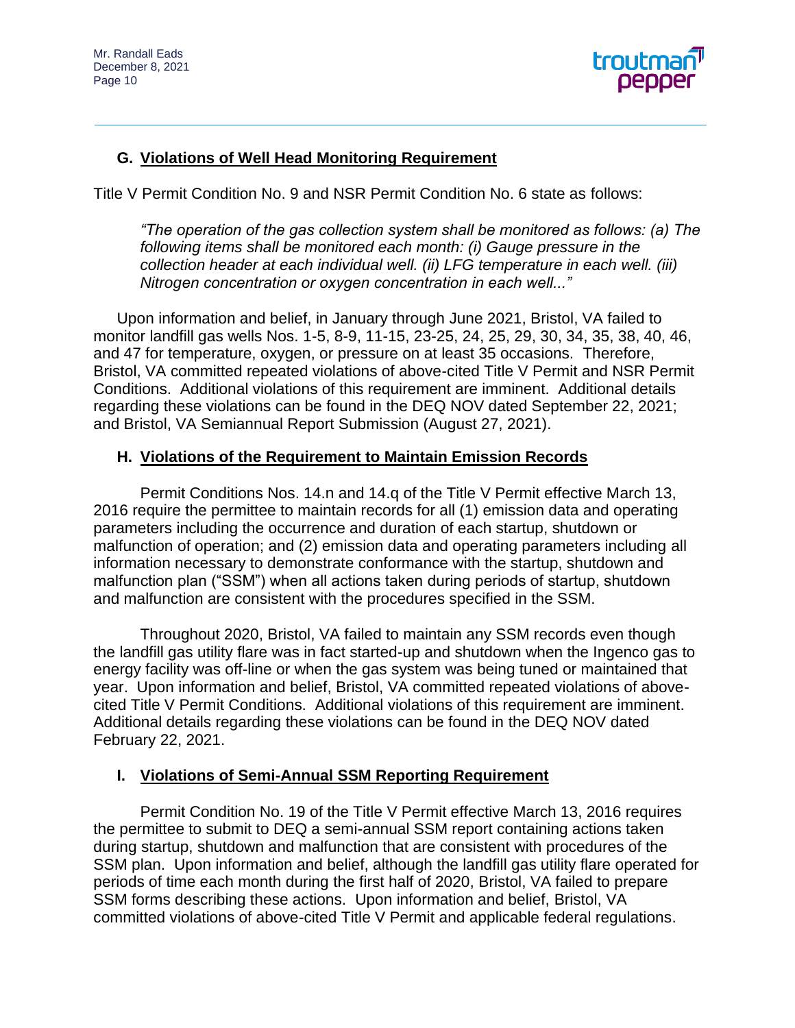### G. Violations of Well Head Monitoring Requirement

Title V Permit Condition No. 9 and NSR Permit Condition No. 6 state as follows:

> *"The operation of the gas collection system shall be monitored as follows: (a) The following items shall be monitored each month: (i) Gauge pressure in the collection header at each individual well. (ii) LFG temperature in each well. (iii) Nitrogen concentration or oxygen concentration in each well..."*

Upon information and belief, in January through June 2021, Bristol, VA failed to monitor landfill gas wells Nos. 1-5, 8-9, 11-15, 23-25, 24, 25, 29, 30, 34, 35, 38, 40, 46, and 47 for temperature, oxygen, or pressure on at least 35 occasions. Therefore, Bristol, VA committed repeated violations of above-cited Title V Permit and NSR Permit Conditions. Additional violations of this requirement are imminent. Additional details regarding these violations can be found in the DEQ NOV dated September 22, 2021; and Bristol, VA Semiannual Report Submission (August 27, 2021).

### H. Violations of the Requirement to Maintain Emission Records

Permit Conditions Nos. 14.n and 14.q of the Title V Permit effective March 13, 2016 require the permittee to maintain records for all (1) emission data and operating parameters including the occurrence and duration of each startup, shutdown or malfunction of operation; and (2) emission data and operating parameters including all information necessary to demonstrate conformance with the startup, shutdown and malfunction plan ("SSM") when all actions taken during periods of startup, shutdown and malfunction are consistent with the procedures specified in the SSM.

Throughout 2020, Bristol, VA failed to maintain any SSM records even though the landfill gas utility flare was in fact started-up and shutdown when the Ingenco gas to energy facility was off-line or when the gas system was being tuned or maintained that year. Upon information and belief, Bristol, VA committed repeated violations of above-cited Title V Permit Conditions. Additional violations of this requirement are imminent. Additional details regarding these violations can be found in the DEQ NOV dated February 22, 2021.

### I. Violations of Semi-Annual SSM Reporting Requirement

Permit Condition No. 19 of the Title V Permit effective March 13, 2016 requires the permittee to submit to DEQ a semi-annual SSM report containing actions taken during startup, shutdown and malfunction that are consistent with procedures of the SSM plan. Upon information and belief, although the landfill gas utility flare operated for periods of time each month during the first half of 2020, Bristol, VA failed to prepare SSM forms describing these actions. Upon information and belief, Bristol, VA committed violations of above-cited Title V Permit and applicable federal regulations.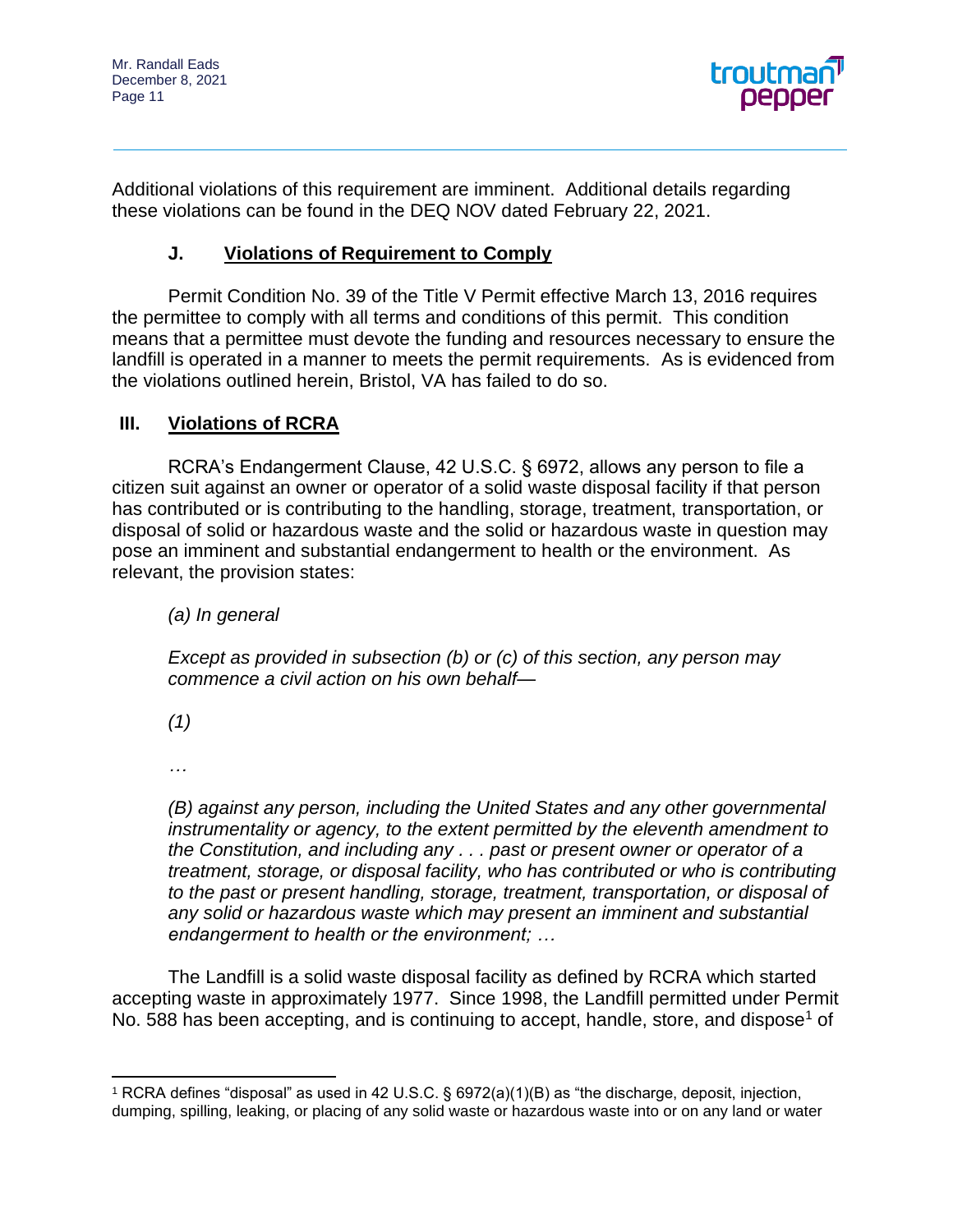Additional violations of this requirement are imminent. Additional details regarding these violations can be found in the DEQ NOV dated February 22, 2021.

### J. Violations of Requirement to Comply

Permit Condition No. 39 of the Title V Permit effective March 13, 2016 requires the permittee to comply with all terms and conditions of this permit. This condition means that a permittee must devote the funding and resources necessary to ensure the landfill is operated in a manner to meets the permit requirements. As is evidenced from the violations outlined herein, Bristol, VA has failed to do so.

## III. Violations of RCRA

RCRA's Endangerment Clause, 42 U.S.C. § 6972, allows any person to file a citizen suit against an owner or operator of a solid waste disposal facility if that person has contributed or is contributing to the handling, storage, treatment, transportation, or disposal of solid or hazardous waste and the solid or hazardous waste in question may pose an imminent and substantial endangerment to health or the environment. As relevant, the provision states:

> *(a) In general*
>
> *Except as provided in subsection (b) or (c) of this section, any person may commence a civil action on his own behalf—*
>
> *(1)*
>
> *…*
>
> *(B) against any person, including the United States and any other governmental instrumentality or agency, to the extent permitted by the eleventh amendment to the Constitution, and including any . . . past or present owner or operator of a treatment, storage, or disposal facility, who has contributed or who is contributing to the past or present handling, storage, treatment, transportation, or disposal of any solid or hazardous waste which may present an imminent and substantial endangerment to health or the environment; …*

The Landfill is a solid waste disposal facility as defined by RCRA which started accepting waste in approximately 1977. Since 1998, the Landfill permitted under Permit No. 588 has been accepting, and is continuing to accept, handle, store, and dispose[1] of

---

[1] RCRA defines "disposal" as used in 42 U.S.C. § 6972(a)(1)(B) as "the discharge, deposit, injection, dumping, spilling, leaking, or placing of any solid waste or hazardous waste into or on any land or water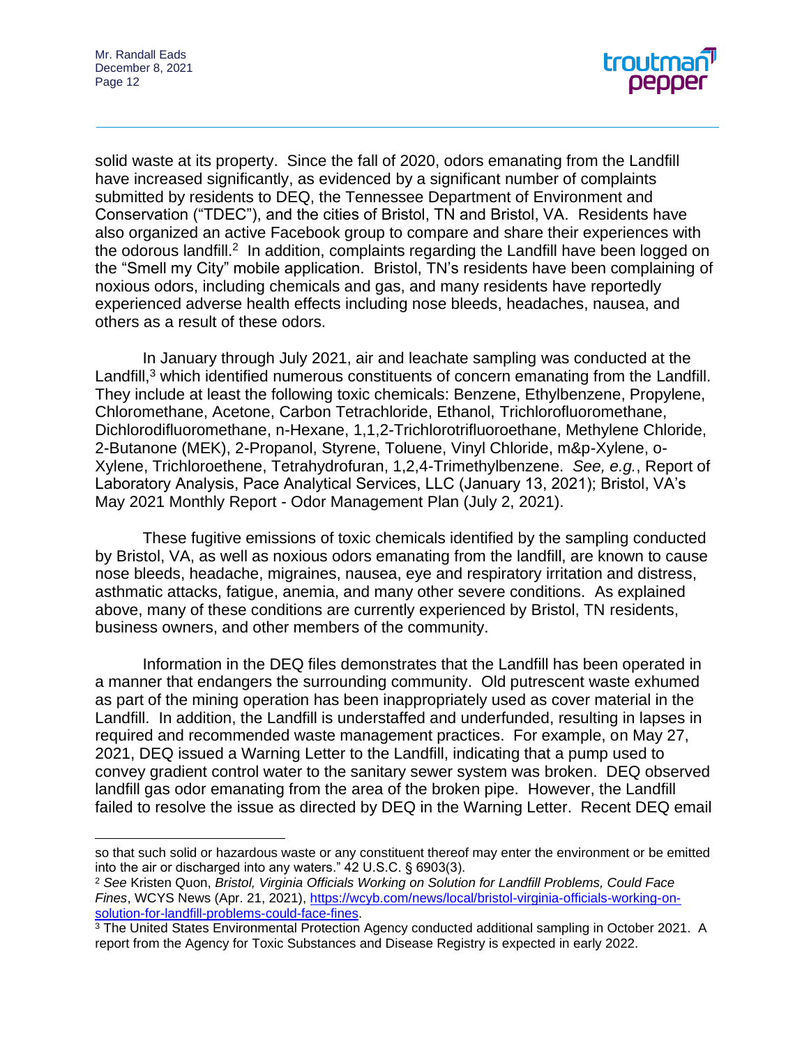solid waste at its property. Since the fall of 2020, odors emanating from the Landfill have increased significantly, as evidenced by a significant number of complaints submitted by residents to DEQ, the Tennessee Department of Environment and Conservation ("TDEC"), and the cities of Bristol, TN and Bristol, VA. Residents have also organized an active Facebook group to compare and share their experiences with the odorous landfill.[2] In addition, complaints regarding the Landfill have been logged on the "Smell my City" mobile application. Bristol, TN's residents have been complaining of noxious odors, including chemicals and gas, and many residents have reportedly experienced adverse health effects including nose bleeds, headaches, nausea, and others as a result of these odors.

In January through July 2021, air and leachate sampling was conducted at the Landfill,[3] which identified numerous constituents of concern emanating from the Landfill. They include at least the following toxic chemicals: Benzene, Ethylbenzene, Propylene, Chloromethane, Acetone, Carbon Tetrachloride, Ethanol, Trichlorofluoromethane, Dichlorodifluoromethane, n-Hexane, 1,1,2-Trichlorotrifluoroethane, Methylene Chloride, 2-Butanone (MEK), 2-Propanol, Styrene, Toluene, Vinyl Chloride, m&p-Xylene, o-Xylene, Trichloroethene, Tetrahydrofuran, 1,2,4-Trimethylbenzene. *See, e.g.*, Report of Laboratory Analysis, Pace Analytical Services, LLC (January 13, 2021); Bristol, VA's May 2021 Monthly Report - Odor Management Plan (July 2, 2021).

These fugitive emissions of toxic chemicals identified by the sampling conducted by Bristol, VA, as well as noxious odors emanating from the landfill, are known to cause nose bleeds, headache, migraines, nausea, eye and respiratory irritation and distress, asthmatic attacks, fatigue, anemia, and many other severe conditions. As explained above, many of these conditions are currently experienced by Bristol, TN residents, business owners, and other members of the community.

Information in the DEQ files demonstrates that the Landfill has been operated in a manner that endangers the surrounding community. Old putrescent waste exhumed as part of the mining operation has been inappropriately used as cover material in the Landfill. In addition, the Landfill is understaffed and underfunded, resulting in lapses in required and recommended waste management practices. For example, on May 27, 2021, DEQ issued a Warning Letter to the Landfill, indicating that a pump used to convey gradient control water to the sanitary sewer system was broken. DEQ observed landfill gas odor emanating from the area of the broken pipe. However, the Landfill failed to resolve the issue as directed by DEQ in the Warning Letter. Recent DEQ email

---

so that such solid or hazardous waste or any constituent thereof may enter the environment or be emitted into the air or discharged into any waters." 42 U.S.C. § 6903(3).

[2] *See* Kristen Quon, *Bristol, Virginia Officials Working on Solution for Landfill Problems, Could Face Fines*, WCYS News (Apr. 21, 2021), [https://wcyb.com/news/local/bristol-virginia-officials-working-on-solution-for-landfill-problems-could-face-fines](https://wcyb.com/news/local/bristol-virginia-officials-working-on-solution-for-landfill-problems-could-face-fines).

[3] The United States Environmental Protection Agency conducted additional sampling in October 2021. A report from the Agency for Toxic Substances and Disease Registry is expected in early 2022.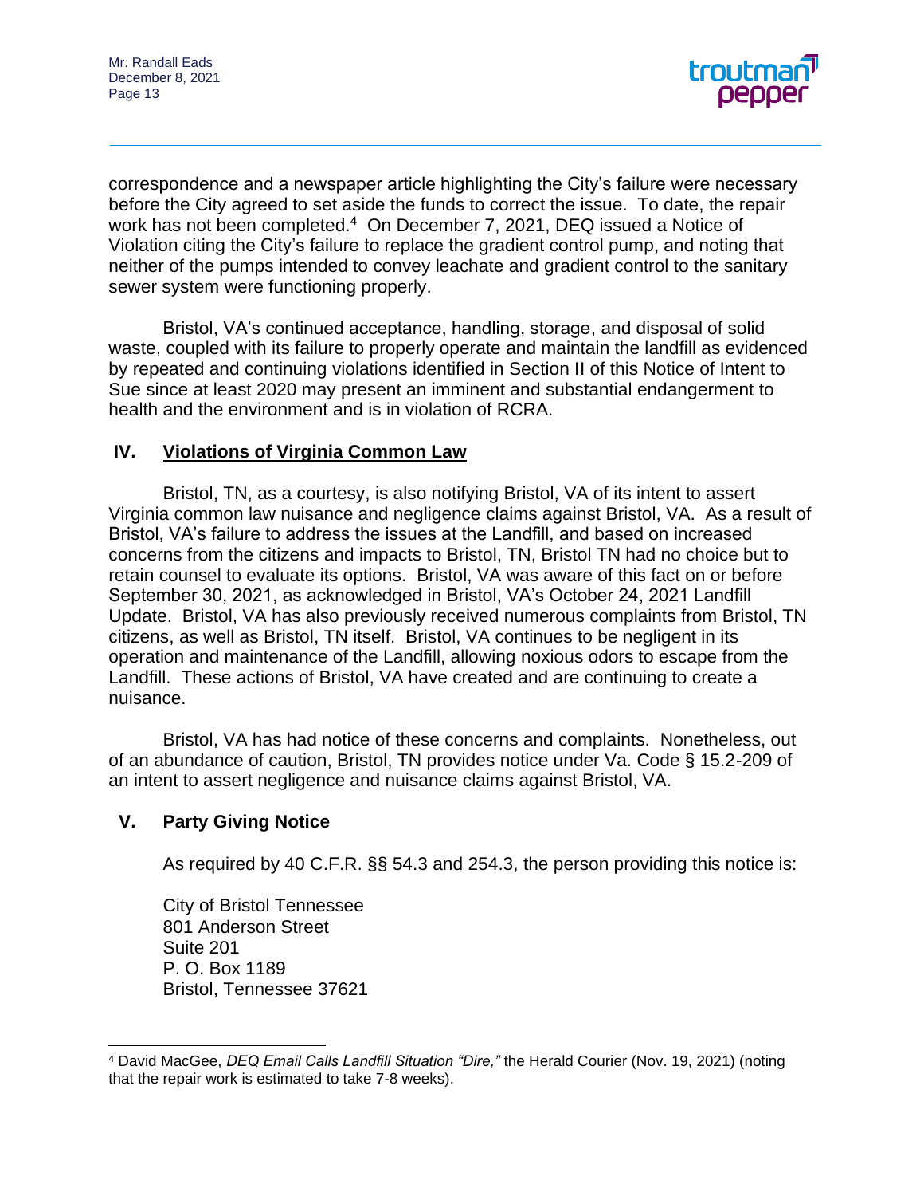correspondence and a newspaper article highlighting the City's failure were necessary before the City agreed to set aside the funds to correct the issue. To date, the repair work has not been completed.[4] On December 7, 2021, DEQ issued a Notice of Violation citing the City's failure to replace the gradient control pump, and noting that neither of the pumps intended to convey leachate and gradient control to the sanitary sewer system were functioning properly.

Bristol, VA's continued acceptance, handling, storage, and disposal of solid waste, coupled with its failure to properly operate and maintain the landfill as evidenced by repeated and continuing violations identified in Section II of this Notice of Intent to Sue since at least 2020 may present an imminent and substantial endangerment to health and the environment and is in violation of RCRA.

## IV. Violations of Virginia Common Law

Bristol, TN, as a courtesy, is also notifying Bristol, VA of its intent to assert Virginia common law nuisance and negligence claims against Bristol, VA. As a result of Bristol, VA's failure to address the issues at the Landfill, and based on increased concerns from the citizens and impacts to Bristol, TN, Bristol TN had no choice but to retain counsel to evaluate its options. Bristol, VA was aware of this fact on or before September 30, 2021, as acknowledged in Bristol, VA's October 24, 2021 Landfill Update. Bristol, VA has also previously received numerous complaints from Bristol, TN citizens, as well as Bristol, TN itself. Bristol, VA continues to be negligent in its operation and maintenance of the Landfill, allowing noxious odors to escape from the Landfill. These actions of Bristol, VA have created and are continuing to create a nuisance.

Bristol, VA has had notice of these concerns and complaints. Nonetheless, out of an abundance of caution, Bristol, TN provides notice under Va. Code § 15.2-209 of an intent to assert negligence and nuisance claims against Bristol, VA.

## V. Party Giving Notice

As required by 40 C.F.R. §§ 54.3 and 254.3, the person providing this notice is:

City of Bristol Tennessee
801 Anderson Street
Suite 201
P. O. Box 1189
Bristol, Tennessee 37621

---

[4] David MacGee, *DEQ Email Calls Landfill Situation "Dire,"* the Herald Courier (Nov. 19, 2021) (noting that the repair work is estimated to take 7-8 weeks).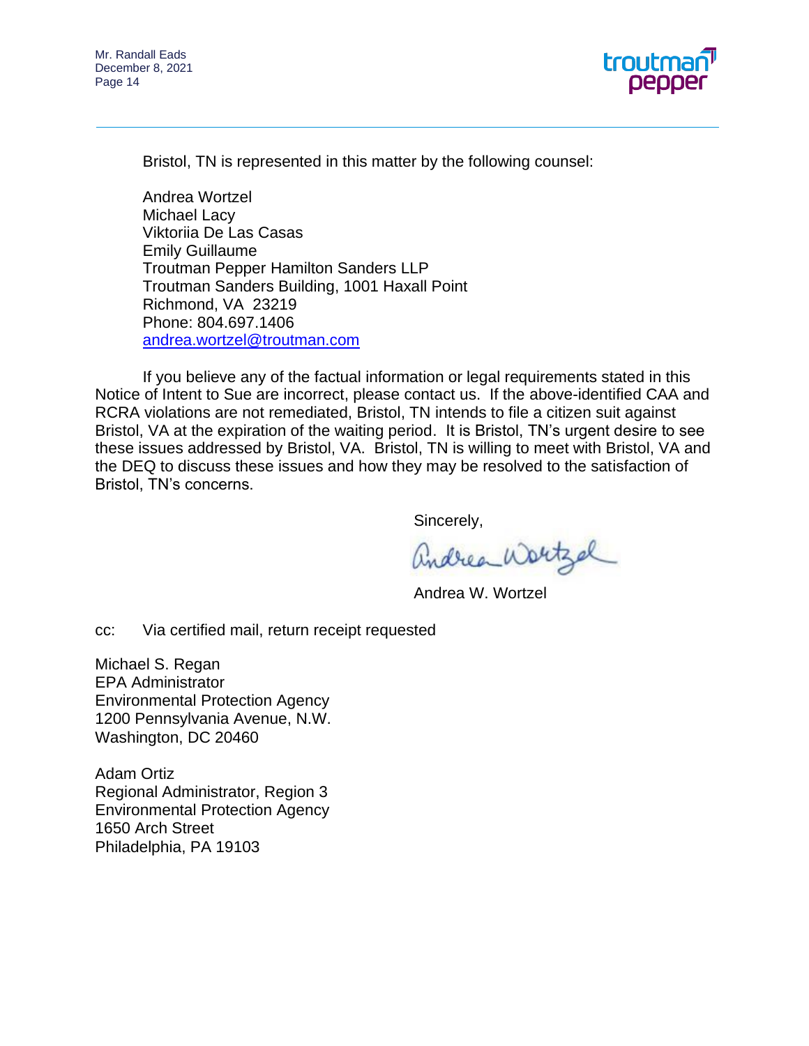Bristol, TN is represented in this matter by the following counsel:

Andrea Wortzel  
Michael Lacy  
Viktoriia De Las Casas  
Emily Guillaume  
Troutman Pepper Hamilton Sanders LLP  
Troutman Sanders Building, 1001 Haxall Point  
Richmond, VA 23219  
Phone: 804.697.1406  
andrea.wortzel@troutman.com

If you believe any of the factual information or legal requirements stated in this Notice of Intent to Sue are incorrect, please contact us. If the above-identified CAA and RCRA violations are not remediated, Bristol, TN intends to file a citizen suit against Bristol, VA at the expiration of the waiting period. It is Bristol, TN's urgent desire to see these issues addressed by Bristol, VA. Bristol, TN is willing to meet with Bristol, VA and the DEQ to discuss these issues and how they may be resolved to the satisfaction of Bristol, TN's concerns.

Sincerely,

Andrea Wortzel

Andrea W. Wortzel

cc: Via certified mail, return receipt requested

Michael S. Regan  
EPA Administrator  
Environmental Protection Agency  
1200 Pennsylvania Avenue, N.W.  
Washington, DC 20460

Adam Ortiz  
Regional Administrator, Region 3  
Environmental Protection Agency  
1650 Arch Street  
Philadelphia, PA 19103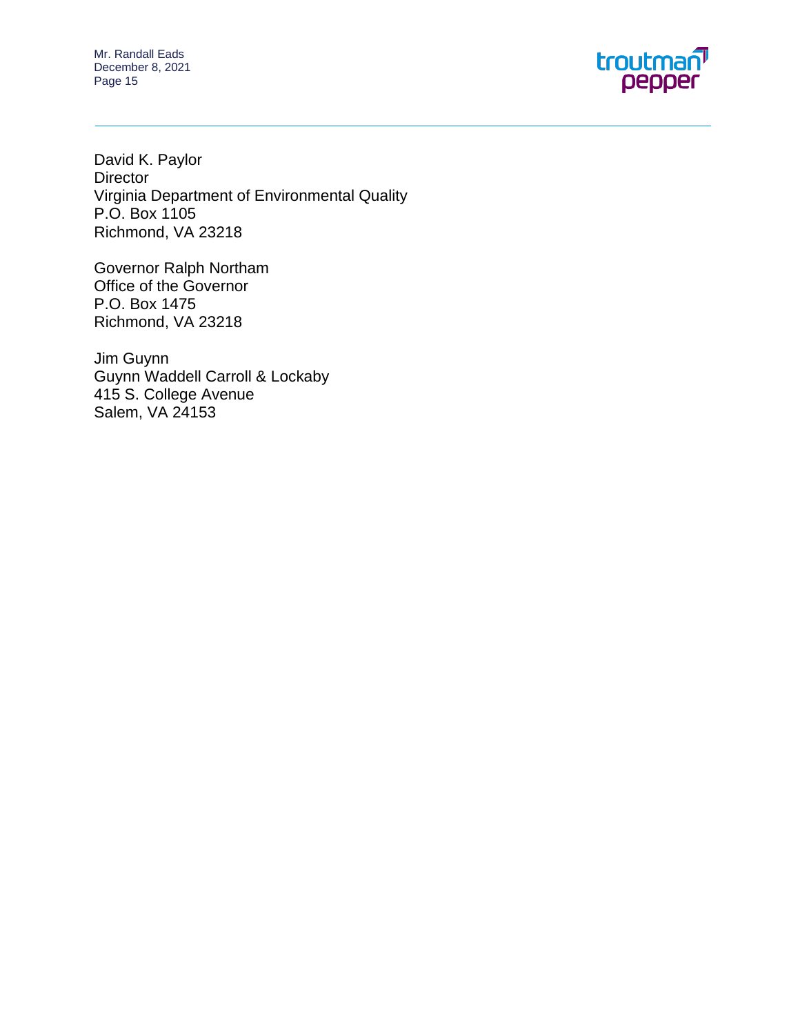David K. Paylor
Director
Virginia Department of Environmental Quality
P.O. Box 1105
Richmond, VA 23218

Governor Ralph Northam
Office of the Governor
P.O. Box 1475
Richmond, VA 23218

Jim Guynn
Guynn Waddell Carroll & Lockaby
415 S. College Avenue
Salem, VA 24153